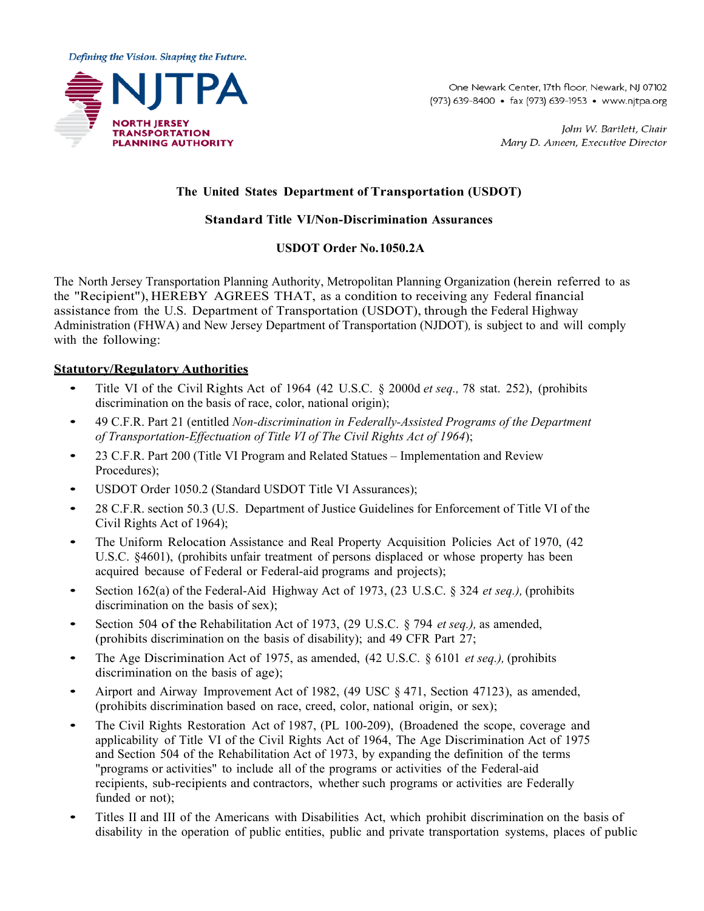Defining the Vision. Shaping the Future.

**NJTPA**
**NORTH JERSEY TRANSPORTATION PLANNING AUTHORITY**

One Newark Center, 17th floor, Newark, NJ 07102
(973) 639-8400 • fax (973) 639-1953 • www.njtpa.org

*John W. Bartlett, Chair*
*Mary D. Ameen, Executive Director*

**The United States Department of Transportation (USDOT)**

**Standard Title VI/Non-Discrimination Assurances**

**USDOT Order No.1050.2A**

The North Jersey Transportation Planning Authority, Metropolitan Planning Organization (herein referred to as the "Recipient"), HEREBY AGREES THAT, as a condition to receiving any Federal financial assistance from the U.S. Department of Transportation (USDOT), through the Federal Highway Administration (FHWA) and New Jersey Department of Transportation (NJDOT)*,* is subject to and will comply with the following:

**Statutory/Regulatory Authorities**

- Title VI of the Civil Rights Act of 1964 (42 U.S.C. § 2000d *et seq.,* 78 stat. 252), (prohibits discrimination on the basis of race, color, national origin);
- 49 C.F.R. Part 21 (entitled *Non-discrimination in Federally-Assisted Programs of the Department of Transportation-Effectuation of Title VI of The Civil Rights Act of 1964*);
- 23 C.F.R. Part 200 (Title VI Program and Related Statues – Implementation and Review Procedures);
- USDOT Order 1050.2 (Standard USDOT Title VI Assurances);
- 28 C.F.R. section 50.3 (U.S. Department of Justice Guidelines for Enforcement of Title VI of the Civil Rights Act of 1964);
- The Uniform Relocation Assistance and Real Property Acquisition Policies Act of 1970, (42 U.S.C. §4601), (prohibits unfair treatment of persons displaced or whose property has been acquired because of Federal or Federal-aid programs and projects);
- Section 162(a) of the Federal-Aid Highway Act of 1973, (23 U.S.C. § 324 *et seq.),* (prohibits discrimination on the basis of sex);
- Section 504 of the Rehabilitation Act of 1973, (29 U.S.C. § 794 *et seq.),* as amended, (prohibits discrimination on the basis of disability); and 49 CFR Part 27;
- The Age Discrimination Act of 1975, as amended, (42 U.S.C. § 6101 *et seq.),* (prohibits discrimination on the basis of age);
- Airport and Airway Improvement Act of 1982, (49 USC § 471, Section 47123), as amended, (prohibits discrimination based on race, creed, color, national origin, or sex);
- The Civil Rights Restoration Act of 1987, (PL 100-209), (Broadened the scope, coverage and applicability of Title VI of the Civil Rights Act of 1964, The Age Discrimination Act of 1975 and Section 504 of the Rehabilitation Act of 1973, by expanding the definition of the terms "programs or activities" to include all of the programs or activities of the Federal-aid recipients, sub-recipients and contractors, whether such programs or activities are Federally funded or not);
- Titles II and III of the Americans with Disabilities Act, which prohibit discrimination on the basis of disability in the operation of public entities, public and private transportation systems, places of public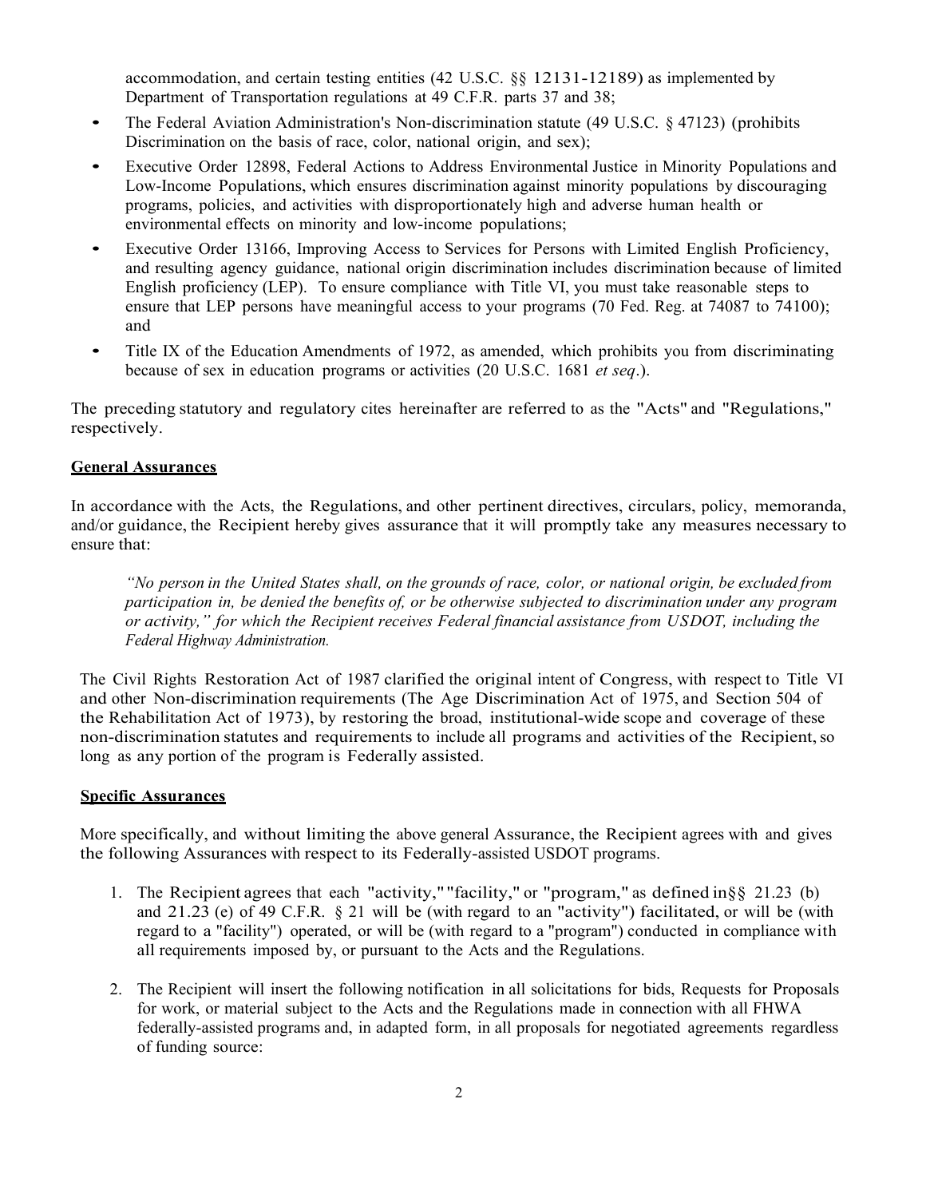accommodation, and certain testing entities (42 U.S.C. §§ 12131-12189) as implemented by Department of Transportation regulations at 49 C.F.R. parts 37 and 38;

- The Federal Aviation Administration's Non-discrimination statute (49 U.S.C. § 47123) (prohibits Discrimination on the basis of race, color, national origin, and sex);
- Executive Order 12898, Federal Actions to Address Environmental Justice in Minority Populations and Low-Income Populations, which ensures discrimination against minority populations by discouraging programs, policies, and activities with disproportionately high and adverse human health or environmental effects on minority and low-income populations;
- Executive Order 13166, Improving Access to Services for Persons with Limited English Proficiency, and resulting agency guidance, national origin discrimination includes discrimination because of limited English proficiency (LEP). To ensure compliance with Title VI, you must take reasonable steps to ensure that LEP persons have meaningful access to your programs (70 Fed. Reg. at 74087 to 74100); and
- Title IX of the Education Amendments of 1972, as amended, which prohibits you from discriminating because of sex in education programs or activities (20 U.S.C. 1681 *et seq*.).

The preceding statutory and regulatory cites hereinafter are referred to as the "Acts" and "Regulations," respectively.

**General Assurances**

In accordance with the Acts, the Regulations, and other pertinent directives, circulars, policy, memoranda, and/or guidance, the Recipient hereby gives assurance that it will promptly take any measures necessary to ensure that:

> *"No person in the United States shall, on the grounds of race, color, or national origin, be excluded from participation in, be denied the benefits of, or be otherwise subjected to discrimination under any program or activity," for which the Recipient receives Federal financial assistance from USDOT, including the Federal Highway Administration.*

The Civil Rights Restoration Act of 1987 clarified the original intent of Congress, with respect to Title VI and other Non-discrimination requirements (The Age Discrimination Act of 1975, and Section 504 of the Rehabilitation Act of 1973), by restoring the broad, institutional-wide scope and coverage of these non-discrimination statutes and requirements to include all programs and activities of the Recipient, so long as any portion of the program is Federally assisted.

**Specific Assurances**

More specifically, and without limiting the above general Assurance, the Recipient agrees with and gives the following Assurances with respect to its Federally-assisted USDOT programs.

1. The Recipient agrees that each "activity," "facility," or "program," as defined in§§ 21.23 (b) and 21.23 (e) of 49 C.F.R. § 21 will be (with regard to an "activity") facilitated, or will be (with regard to a "facility") operated, or will be (with regard to a "program") conducted in compliance with all requirements imposed by, or pursuant to the Acts and the Regulations.
2. The Recipient will insert the following notification in all solicitations for bids, Requests for Proposals for work, or material subject to the Acts and the Regulations made in connection with all FHWA federally-assisted programs and, in adapted form, in all proposals for negotiated agreements regardless of funding source: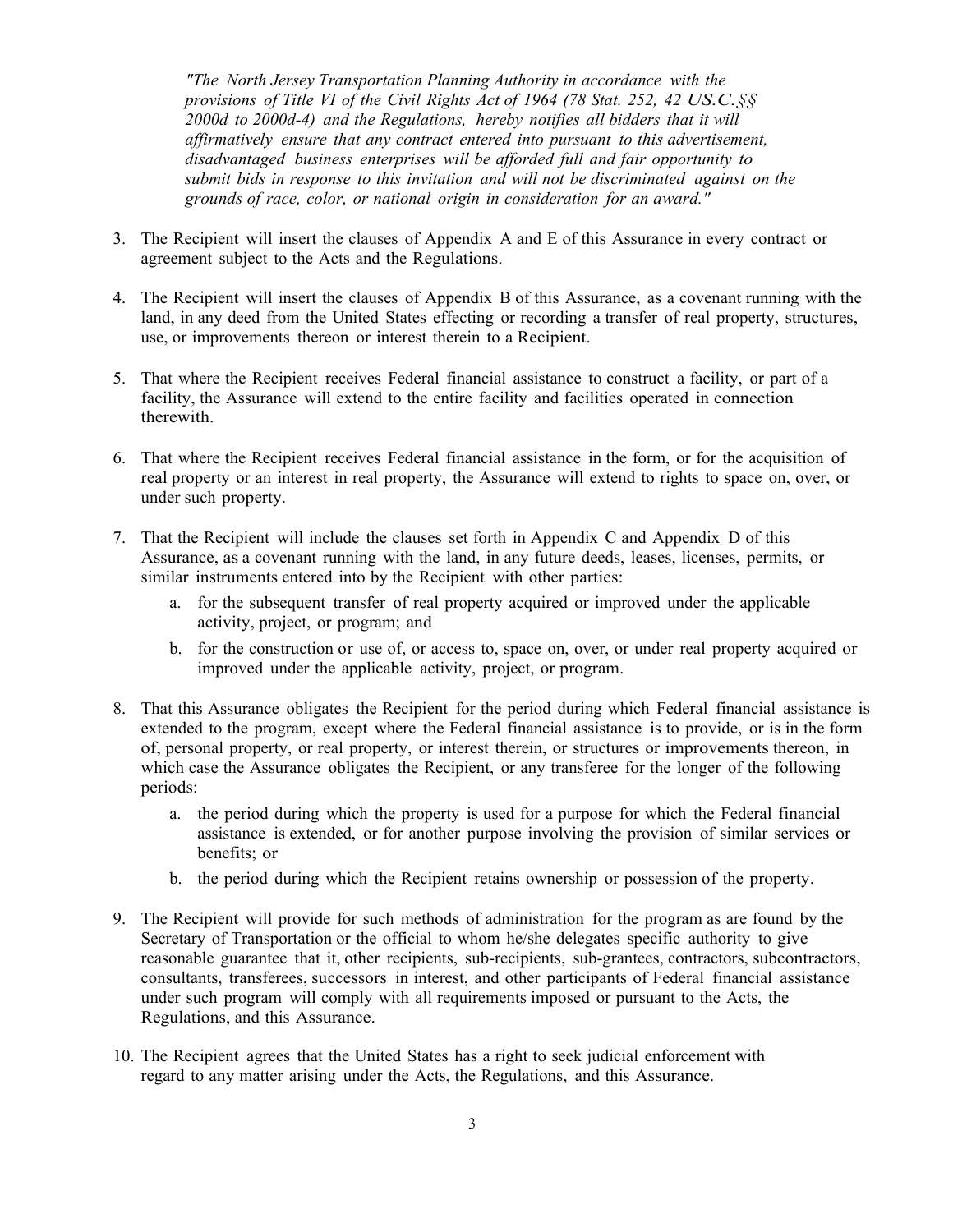*"The North Jersey Transportation Planning Authority in accordance with the provisions of Title VI of the Civil Rights Act of 1964 (78 Stat. 252, 42 US.C.§§ 2000d to 2000d-4) and the Regulations, hereby notifies all bidders that it will affirmatively ensure that any contract entered into pursuant to this advertisement, disadvantaged business enterprises will be afforded full and fair opportunity to submit bids in response to this invitation and will not be discriminated against on the grounds of race, color, or national origin in consideration for an award."*

3. The Recipient will insert the clauses of Appendix A and E of this Assurance in every contract or agreement subject to the Acts and the Regulations.

4. The Recipient will insert the clauses of Appendix B of this Assurance, as a covenant running with the land, in any deed from the United States effecting or recording a transfer of real property, structures, use, or improvements thereon or interest therein to a Recipient.

5. That where the Recipient receives Federal financial assistance to construct a facility, or part of a facility, the Assurance will extend to the entire facility and facilities operated in connection therewith.

6. That where the Recipient receives Federal financial assistance in the form, or for the acquisition of real property or an interest in real property, the Assurance will extend to rights to space on, over, or under such property.

7. That the Recipient will include the clauses set forth in Appendix C and Appendix D of this Assurance, as a covenant running with the land, in any future deeds, leases, licenses, permits, or similar instruments entered into by the Recipient with other parties:
   a. for the subsequent transfer of real property acquired or improved under the applicable activity, project, or program; and
   b. for the construction or use of, or access to, space on, over, or under real property acquired or improved under the applicable activity, project, or program.

8. That this Assurance obligates the Recipient for the period during which Federal financial assistance is extended to the program, except where the Federal financial assistance is to provide, or is in the form of, personal property, or real property, or interest therein, or structures or improvements thereon, in which case the Assurance obligates the Recipient, or any transferee for the longer of the following periods:
   a. the period during which the property is used for a purpose for which the Federal financial assistance is extended, or for another purpose involving the provision of similar services or benefits; or
   b. the period during which the Recipient retains ownership or possession of the property.

9. The Recipient will provide for such methods of administration for the program as are found by the Secretary of Transportation or the official to whom he/she delegates specific authority to give reasonable guarantee that it, other recipients, sub-recipients, sub-grantees, contractors, subcontractors, consultants, transferees, successors in interest, and other participants of Federal financial assistance under such program will comply with all requirements imposed or pursuant to the Acts, the Regulations, and this Assurance.

10. The Recipient agrees that the United States has a right to seek judicial enforcement with regard to any matter arising under the Acts, the Regulations, and this Assurance.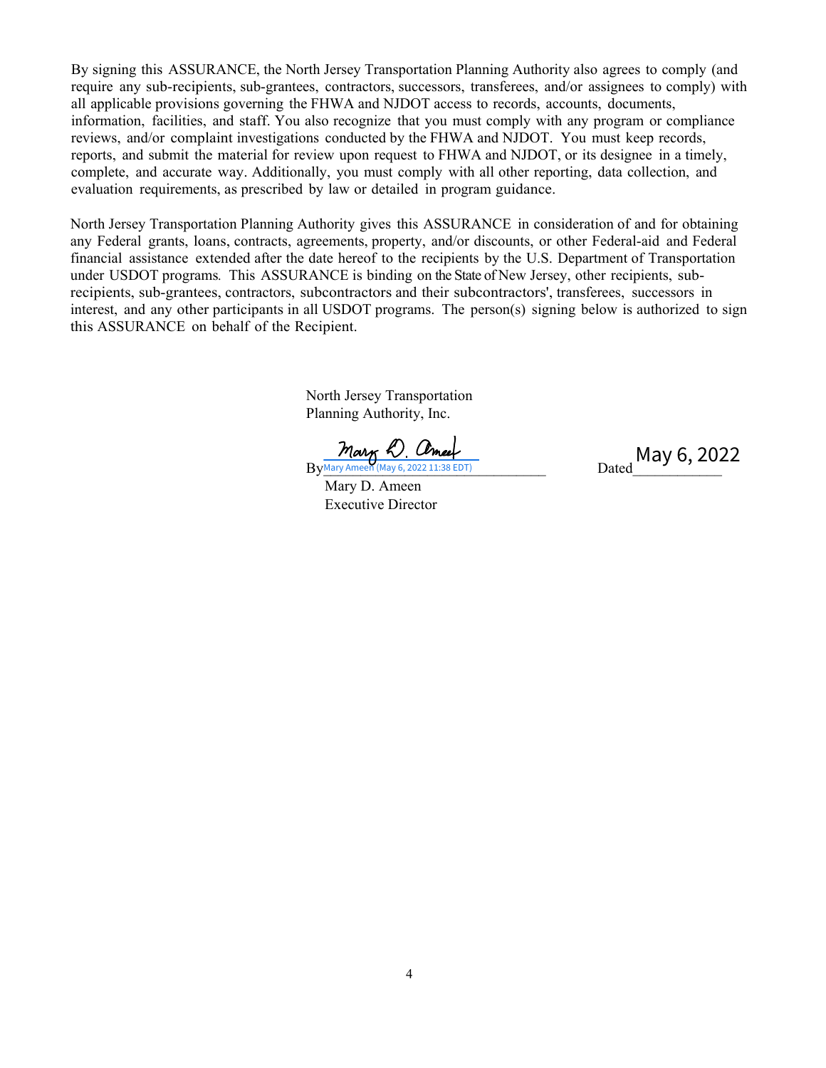By signing this ASSURANCE, the North Jersey Transportation Planning Authority also agrees to comply (and require any sub-recipients, sub-grantees, contractors, successors, transferees, and/or assignees to comply) with all applicable provisions governing the FHWA and NJDOT access to records, accounts, documents, information, facilities, and staff. You also recognize that you must comply with any program or compliance reviews, and/or complaint investigations conducted by the FHWA and NJDOT. You must keep records, reports, and submit the material for review upon request to FHWA and NJDOT, or its designee in a timely, complete, and accurate way. Additionally, you must comply with all other reporting, data collection, and evaluation requirements, as prescribed by law or detailed in program guidance.

North Jersey Transportation Planning Authority gives this ASSURANCE in consideration of and for obtaining any Federal grants, loans, contracts, agreements, property, and/or discounts, or other Federal-aid and Federal financial assistance extended after the date hereof to the recipients by the U.S. Department of Transportation under USDOT programs. This ASSURANCE is binding on the State of New Jersey, other recipients, sub-recipients, sub-grantees, contractors, subcontractors and their subcontractors', transferees, successors in interest, and any other participants in all USDOT programs. The person(s) signing below is authorized to sign this ASSURANCE on behalf of the Recipient.

North Jersey Transportation
Planning Authority, Inc.

By Mary D. Ameen
Mary Ameen (May 6, 2022 11:38 EDT)

Dated May 6, 2022

Mary D. Ameen
Executive Director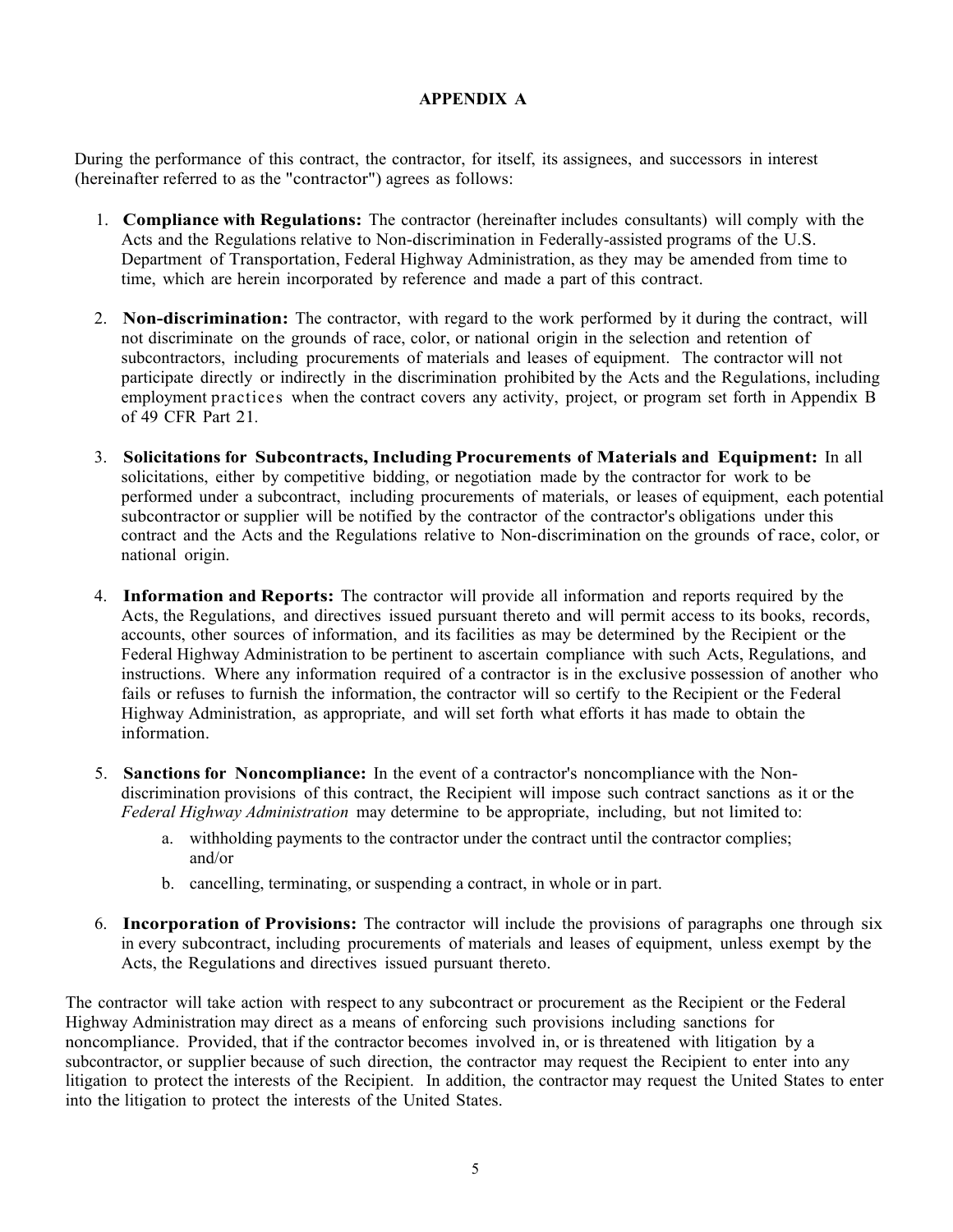# APPENDIX A

During the performance of this contract, the contractor, for itself, its assignees, and successors in interest (hereinafter referred to as the "contractor") agrees as follows:

1. **Compliance with Regulations:** The contractor (hereinafter includes consultants) will comply with the Acts and the Regulations relative to Non-discrimination in Federally-assisted programs of the U.S. Department of Transportation, Federal Highway Administration, as they may be amended from time to time, which are herein incorporated by reference and made a part of this contract.

2. **Non-discrimination:** The contractor, with regard to the work performed by it during the contract, will not discriminate on the grounds of race, color, or national origin in the selection and retention of subcontractors, including procurements of materials and leases of equipment. The contractor will not participate directly or indirectly in the discrimination prohibited by the Acts and the Regulations, including employment practices when the contract covers any activity, project, or program set forth in Appendix B of 49 CFR Part 21.

3. **Solicitations for Subcontracts, Including Procurements of Materials and Equipment:** In all solicitations, either by competitive bidding, or negotiation made by the contractor for work to be performed under a subcontract, including procurements of materials, or leases of equipment, each potential subcontractor or supplier will be notified by the contractor of the contractor's obligations under this contract and the Acts and the Regulations relative to Non-discrimination on the grounds of race, color, or national origin.

4. **Information and Reports:** The contractor will provide all information and reports required by the Acts, the Regulations, and directives issued pursuant thereto and will permit access to its books, records, accounts, other sources of information, and its facilities as may be determined by the Recipient or the Federal Highway Administration to be pertinent to ascertain compliance with such Acts, Regulations, and instructions. Where any information required of a contractor is in the exclusive possession of another who fails or refuses to furnish the information, the contractor will so certify to the Recipient or the Federal Highway Administration, as appropriate, and will set forth what efforts it has made to obtain the information.

5. **Sanctions for Noncompliance:** In the event of a contractor's noncompliance with the Non-discrimination provisions of this contract, the Recipient will impose such contract sanctions as it or the *Federal Highway Administration* may determine to be appropriate, including, but not limited to:

   a. withholding payments to the contractor under the contract until the contractor complies; and/or

   b. cancelling, terminating, or suspending a contract, in whole or in part.

6. **Incorporation of Provisions:** The contractor will include the provisions of paragraphs one through six in every subcontract, including procurements of materials and leases of equipment, unless exempt by the Acts, the Regulations and directives issued pursuant thereto.

The contractor will take action with respect to any subcontract or procurement as the Recipient or the Federal Highway Administration may direct as a means of enforcing such provisions including sanctions for noncompliance. Provided, that if the contractor becomes involved in, or is threatened with litigation by a subcontractor, or supplier because of such direction, the contractor may request the Recipient to enter into any litigation to protect the interests of the Recipient. In addition, the contractor may request the United States to enter into the litigation to protect the interests of the United States.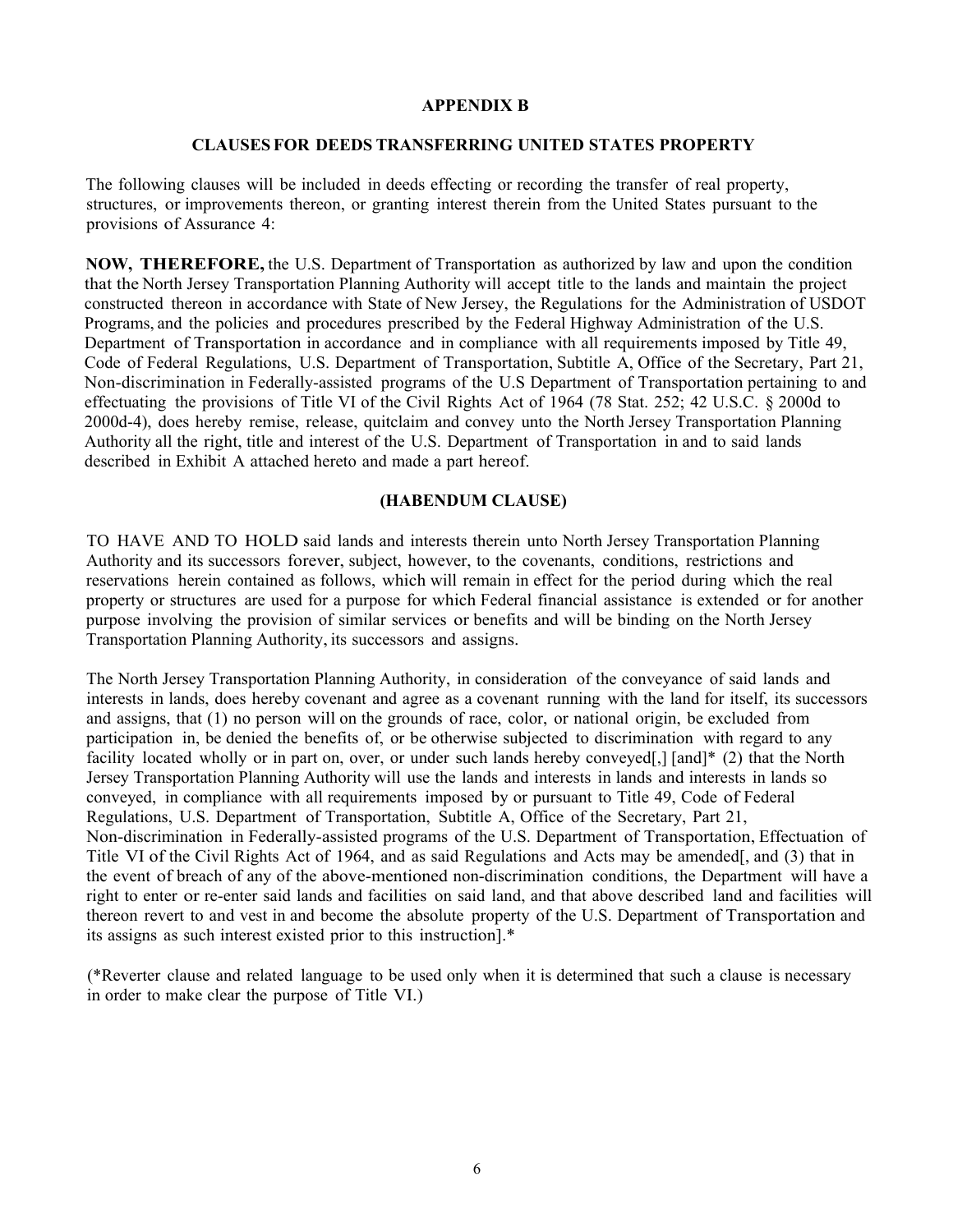## APPENDIX B

### CLAUSES FOR DEEDS TRANSFERRING UNITED STATES PROPERTY

The following clauses will be included in deeds effecting or recording the transfer of real property, structures, or improvements thereon, or granting interest therein from the United States pursuant to the provisions of Assurance 4:

**NOW, THEREFORE,** the U.S. Department of Transportation as authorized by law and upon the condition that the North Jersey Transportation Planning Authority will accept title to the lands and maintain the project constructed thereon in accordance with State of New Jersey, the Regulations for the Administration of USDOT Programs, and the policies and procedures prescribed by the Federal Highway Administration of the U.S. Department of Transportation in accordance and in compliance with all requirements imposed by Title 49, Code of Federal Regulations, U.S. Department of Transportation, Subtitle A, Office of the Secretary, Part 21, Non-discrimination in Federally-assisted programs of the U.S Department of Transportation pertaining to and effectuating the provisions of Title VI of the Civil Rights Act of 1964 (78 Stat. 252; 42 U.S.C. § 2000d to 2000d-4), does hereby remise, release, quitclaim and convey unto the North Jersey Transportation Planning Authority all the right, title and interest of the U.S. Department of Transportation in and to said lands described in Exhibit A attached hereto and made a part hereof.

### (HABENDUM CLAUSE)

TO HAVE AND TO HOLD said lands and interests therein unto North Jersey Transportation Planning Authority and its successors forever, subject, however, to the covenants, conditions, restrictions and reservations herein contained as follows, which will remain in effect for the period during which the real property or structures are used for a purpose for which Federal financial assistance is extended or for another purpose involving the provision of similar services or benefits and will be binding on the North Jersey Transportation Planning Authority, its successors and assigns.

The North Jersey Transportation Planning Authority, in consideration of the conveyance of said lands and interests in lands, does hereby covenant and agree as a covenant running with the land for itself, its successors and assigns, that (1) no person will on the grounds of race, color, or national origin, be excluded from participation in, be denied the benefits of, or be otherwise subjected to discrimination with regard to any facility located wholly or in part on, over, or under such lands hereby conveyed[,] [and]* (2) that the North Jersey Transportation Planning Authority will use the lands and interests in lands and interests in lands so conveyed, in compliance with all requirements imposed by or pursuant to Title 49, Code of Federal Regulations, U.S. Department of Transportation, Subtitle A, Office of the Secretary, Part 21, Non-discrimination in Federally-assisted programs of the U.S. Department of Transportation, Effectuation of Title VI of the Civil Rights Act of 1964, and as said Regulations and Acts may be amended[, and (3) that in the event of breach of any of the above-mentioned non-discrimination conditions, the Department will have a right to enter or re-enter said lands and facilities on said land, and that above described land and facilities will thereon revert to and vest in and become the absolute property of the U.S. Department of Transportation and its assigns as such interest existed prior to this instruction].*

(*Reverter clause and related language to be used only when it is determined that such a clause is necessary in order to make clear the purpose of Title VI.)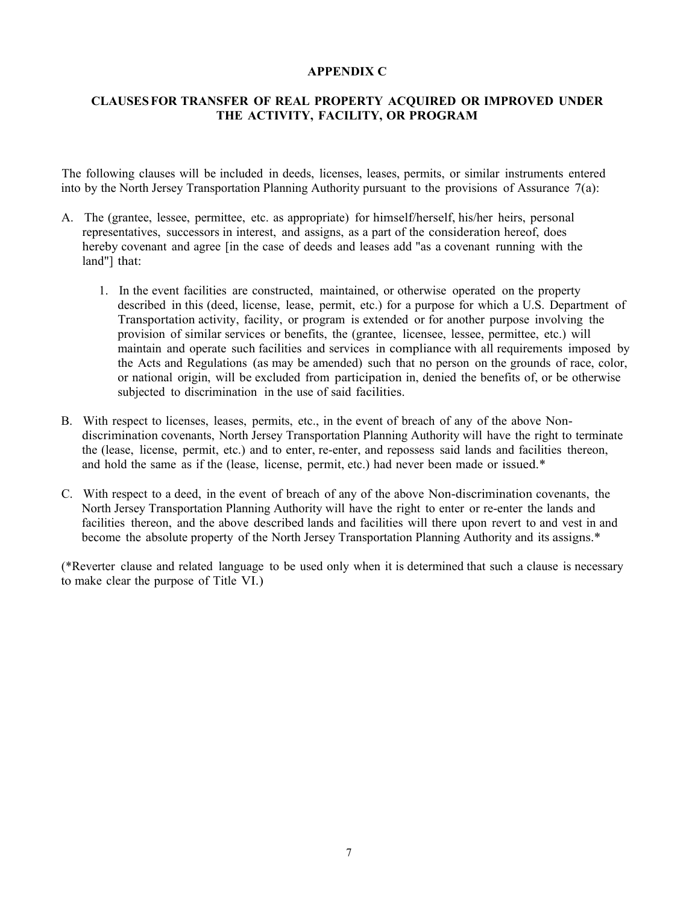# APPENDIX C

## CLAUSES FOR TRANSFER OF REAL PROPERTY ACQUIRED OR IMPROVED UNDER THE ACTIVITY, FACILITY, OR PROGRAM

The following clauses will be included in deeds, licenses, leases, permits, or similar instruments entered into by the North Jersey Transportation Planning Authority pursuant to the provisions of Assurance 7(a):

A. The (grantee, lessee, permittee, etc. as appropriate) for himself/herself, his/her heirs, personal representatives, successors in interest, and assigns, as a part of the consideration hereof, does hereby covenant and agree [in the case of deeds and leases add "as a covenant running with the land"] that:

   1. In the event facilities are constructed, maintained, or otherwise operated on the property described in this (deed, license, lease, permit, etc.) for a purpose for which a U.S. Department of Transportation activity, facility, or program is extended or for another purpose involving the provision of similar services or benefits, the (grantee, licensee, lessee, permittee, etc.) will maintain and operate such facilities and services in compliance with all requirements imposed by the Acts and Regulations (as may be amended) such that no person on the grounds of race, color, or national origin, will be excluded from participation in, denied the benefits of, or be otherwise subjected to discrimination in the use of said facilities.

B. With respect to licenses, leases, permits, etc., in the event of breach of any of the above Non-discrimination covenants, North Jersey Transportation Planning Authority will have the right to terminate the (lease, license, permit, etc.) and to enter, re-enter, and repossess said lands and facilities thereon, and hold the same as if the (lease, license, permit, etc.) had never been made or issued.*

C. With respect to a deed, in the event of breach of any of the above Non-discrimination covenants, the North Jersey Transportation Planning Authority will have the right to enter or re-enter the lands and facilities thereon, and the above described lands and facilities will there upon revert to and vest in and become the absolute property of the North Jersey Transportation Planning Authority and its assigns.*

(*Reverter clause and related language to be used only when it is determined that such a clause is necessary to make clear the purpose of Title VI.)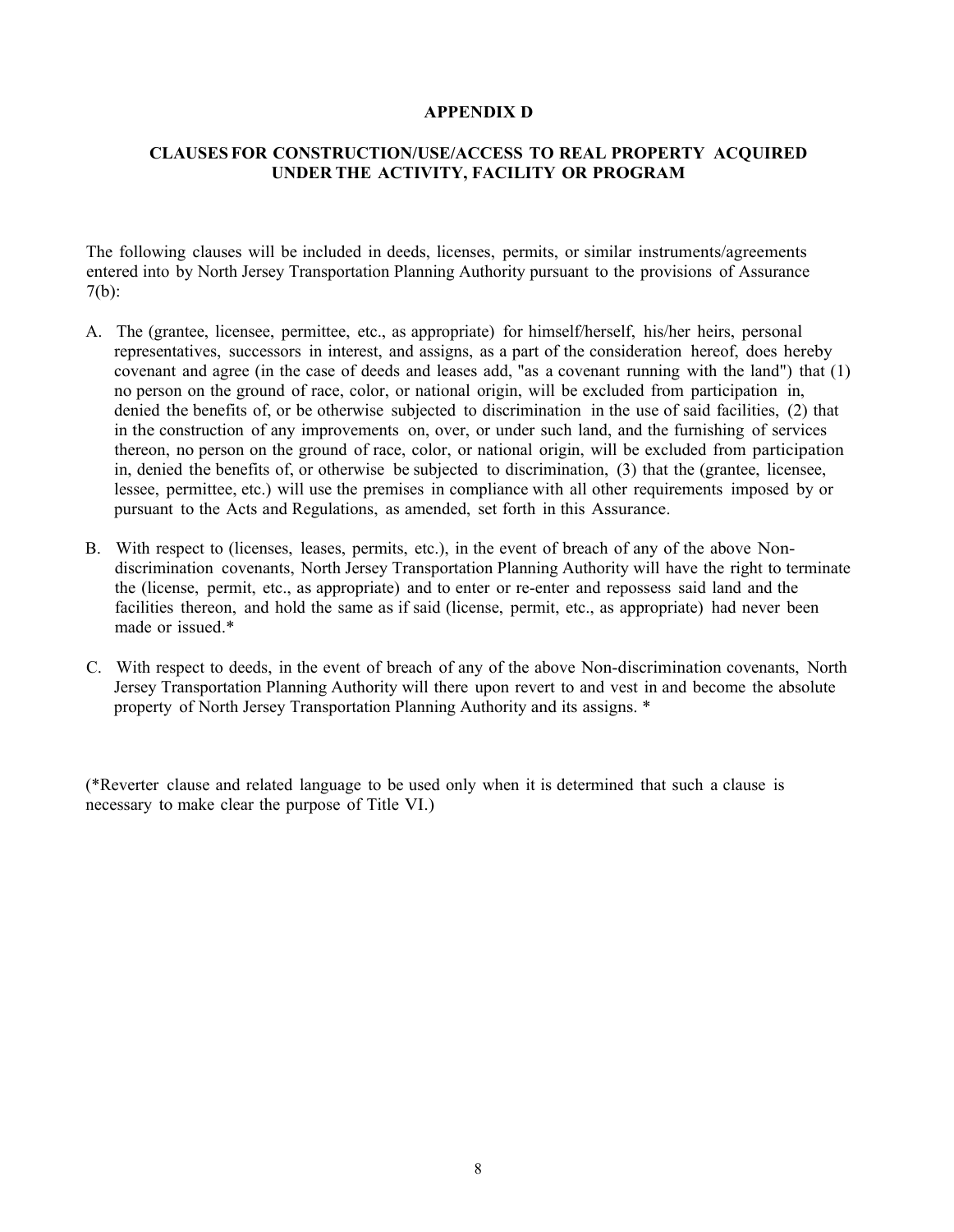## APPENDIX D

### CLAUSES FOR CONSTRUCTION/USE/ACCESS TO REAL PROPERTY ACQUIRED UNDER THE ACTIVITY, FACILITY OR PROGRAM

The following clauses will be included in deeds, licenses, permits, or similar instruments/agreements entered into by North Jersey Transportation Planning Authority pursuant to the provisions of Assurance 7(b):

A. The (grantee, licensee, permittee, etc., as appropriate) for himself/herself, his/her heirs, personal representatives, successors in interest, and assigns, as a part of the consideration hereof, does hereby covenant and agree (in the case of deeds and leases add, "as a covenant running with the land") that (1) no person on the ground of race, color, or national origin, will be excluded from participation in, denied the benefits of, or be otherwise subjected to discrimination in the use of said facilities, (2) that in the construction of any improvements on, over, or under such land, and the furnishing of services thereon, no person on the ground of race, color, or national origin, will be excluded from participation in, denied the benefits of, or otherwise be subjected to discrimination, (3) that the (grantee, licensee, lessee, permittee, etc.) will use the premises in compliance with all other requirements imposed by or pursuant to the Acts and Regulations, as amended, set forth in this Assurance.

B. With respect to (licenses, leases, permits, etc.), in the event of breach of any of the above Non-discrimination covenants, North Jersey Transportation Planning Authority will have the right to terminate the (license, permit, etc., as appropriate) and to enter or re-enter and repossess said land and the facilities thereon, and hold the same as if said (license, permit, etc., as appropriate) had never been made or issued.*

C. With respect to deeds, in the event of breach of any of the above Non-discrimination covenants, North Jersey Transportation Planning Authority will there upon revert to and vest in and become the absolute property of North Jersey Transportation Planning Authority and its assigns. *

(*Reverter clause and related language to be used only when it is determined that such a clause is necessary to make clear the purpose of Title VI.)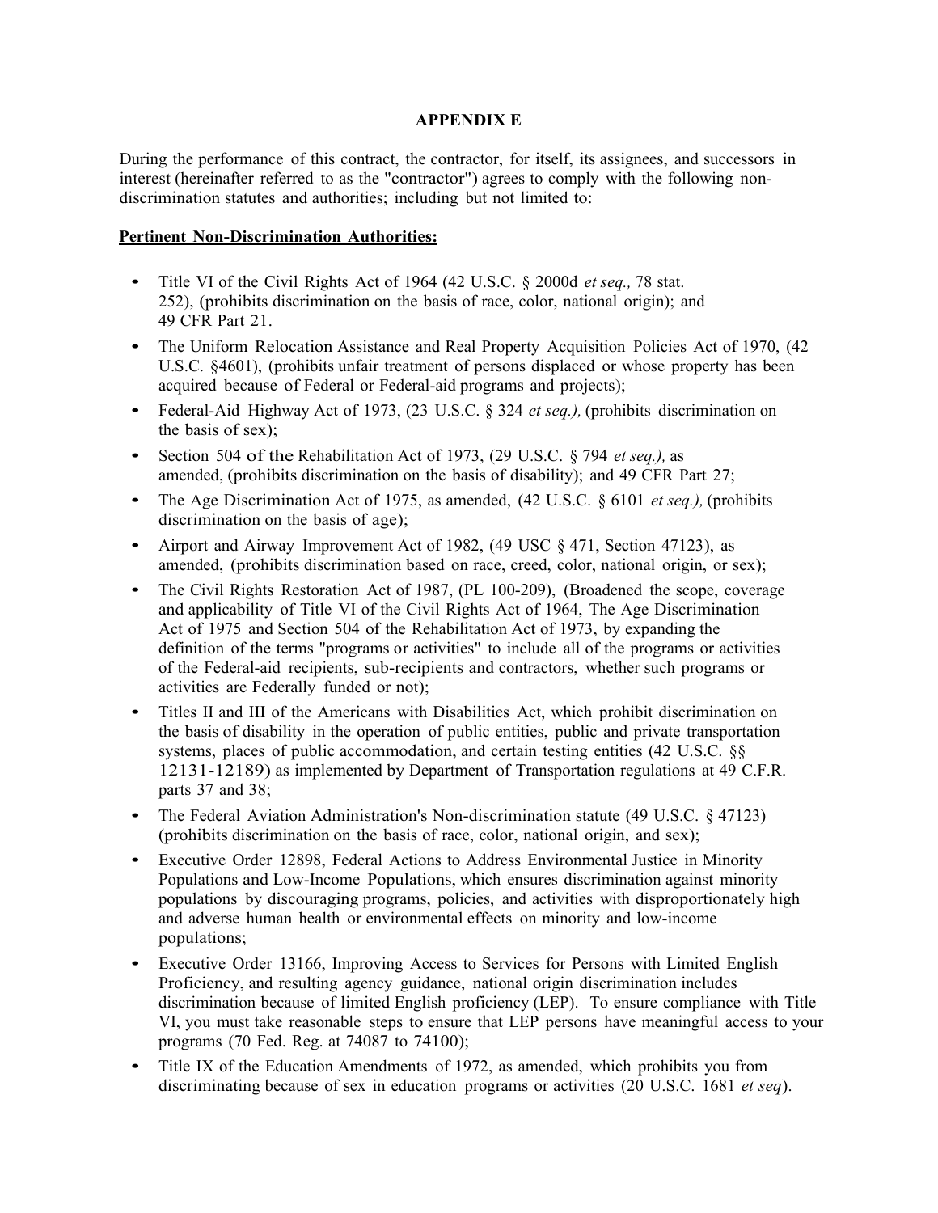**APPENDIX E**

During the performance of this contract, the contractor, for itself, its assignees, and successors in interest (hereinafter referred to as the "contractor") agrees to comply with the following non-discrimination statutes and authorities; including but not limited to:

**Pertinent Non-Discrimination Authorities:**

- Title VI of the Civil Rights Act of 1964 (42 U.S.C. § 2000d *et seq.,* 78 stat. 252), (prohibits discrimination on the basis of race, color, national origin); and 49 CFR Part 21.
- The Uniform Relocation Assistance and Real Property Acquisition Policies Act of 1970, (42 U.S.C. §4601), (prohibits unfair treatment of persons displaced or whose property has been acquired because of Federal or Federal-aid programs and projects);
- Federal-Aid Highway Act of 1973, (23 U.S.C. § 324 *et seq.),* (prohibits discrimination on the basis of sex);
- Section 504 of the Rehabilitation Act of 1973, (29 U.S.C. § 794 *et seq.),* as amended, (prohibits discrimination on the basis of disability); and 49 CFR Part 27;
- The Age Discrimination Act of 1975, as amended, (42 U.S.C. § 6101 *et seq.),* (prohibits discrimination on the basis of age);
- Airport and Airway Improvement Act of 1982, (49 USC § 471, Section 47123), as amended, (prohibits discrimination based on race, creed, color, national origin, or sex);
- The Civil Rights Restoration Act of 1987, (PL 100-209), (Broadened the scope, coverage and applicability of Title VI of the Civil Rights Act of 1964, The Age Discrimination Act of 1975 and Section 504 of the Rehabilitation Act of 1973, by expanding the definition of the terms "programs or activities" to include all of the programs or activities of the Federal-aid recipients, sub-recipients and contractors, whether such programs or activities are Federally funded or not);
- Titles II and III of the Americans with Disabilities Act, which prohibit discrimination on the basis of disability in the operation of public entities, public and private transportation systems, places of public accommodation, and certain testing entities (42 U.S.C. §§ 12131-12189) as implemented by Department of Transportation regulations at 49 C.F.R. parts 37 and 38;
- The Federal Aviation Administration's Non-discrimination statute (49 U.S.C. § 47123) (prohibits discrimination on the basis of race, color, national origin, and sex);
- Executive Order 12898, Federal Actions to Address Environmental Justice in Minority Populations and Low-Income Populations, which ensures discrimination against minority populations by discouraging programs, policies, and activities with disproportionately high and adverse human health or environmental effects on minority and low-income populations;
- Executive Order 13166, Improving Access to Services for Persons with Limited English Proficiency, and resulting agency guidance, national origin discrimination includes discrimination because of limited English proficiency (LEP). To ensure compliance with Title VI, you must take reasonable steps to ensure that LEP persons have meaningful access to your programs (70 Fed. Reg. at 74087 to 74100);
- Title IX of the Education Amendments of 1972, as amended, which prohibits you from discriminating because of sex in education programs or activities (20 U.S.C. 1681 *et seq*).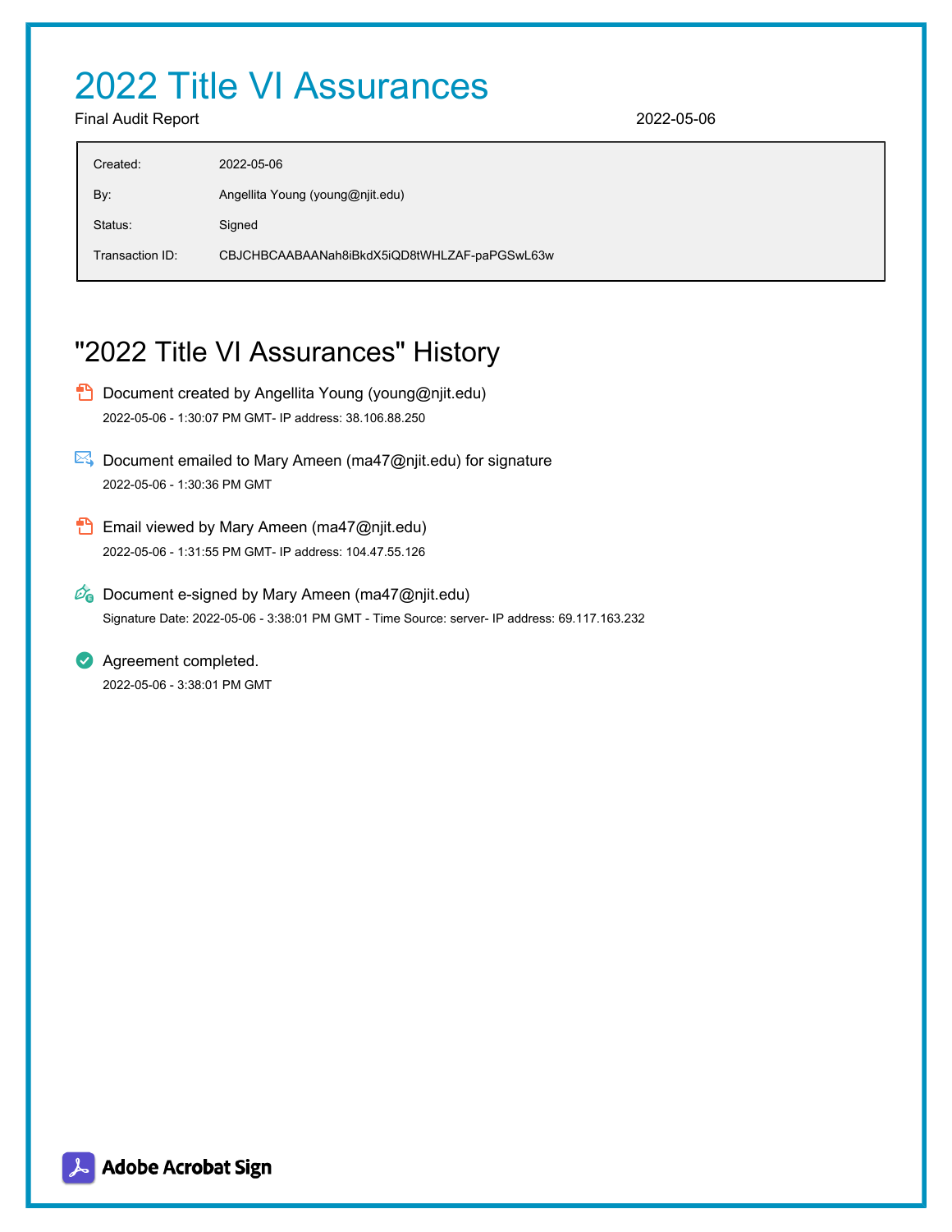# 2022 Title VI Assurances

Final Audit Report 2022-05-06

| | |
|---|---|
| Created: | 2022-05-06 |
| By: | Angellita Young (young@njit.edu) |
| Status: | Signed |
| Transaction ID: | CBJCHBCAABAANah8iBkdX5iQD8tWHLZAF-paPGSwL63w |

## "2022 Title VI Assurances" History

- Document created by Angellita Young (young@njit.edu)
  2022-05-06 - 1:30:07 PM GMT- IP address: 38.106.88.250

- Document emailed to Mary Ameen (ma47@njit.edu) for signature
  2022-05-06 - 1:30:36 PM GMT

- Email viewed by Mary Ameen (ma47@njit.edu)
  2022-05-06 - 1:31:55 PM GMT- IP address: 104.47.55.126

- Document e-signed by Mary Ameen (ma47@njit.edu)
  Signature Date: 2022-05-06 - 3:38:01 PM GMT - Time Source: server- IP address: 69.117.163.232

- Agreement completed.
  2022-05-06 - 3:38:01 PM GMT

Adobe Acrobat Sign